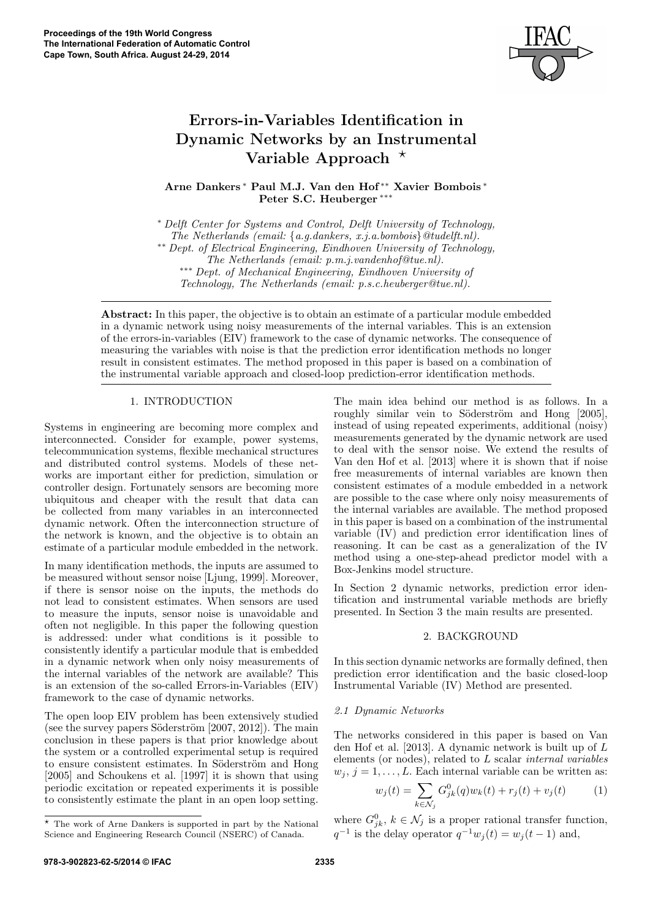# Errors-in-Variables Identification in Dynamic Networks by an Instrumental Variable Approach ⋆

**Arne Dankers** * **Paul M.J. Van den Hof** ** **Xavier Bombois** * **Peter S.C. Heuberger** ***

\* *Delft Center for Systems and Control, Delft University of Technology, The Netherlands (email: {a.g.dankers, x.j.a.bombois}@tudelft.nl).*

\*\* *Dept. of Electrical Engineering, Eindhoven University of Technology, The Netherlands (email: p.m.j.vandenhof@tue.nl).*

\*\*\* *Dept. of Mechanical Engineering, Eindhoven University of Technology, The Netherlands (email: p.s.c.heuberger@tue.nl).*

**Abstract:** In this paper, the objective is to obtain an estimate of a particular module embedded in a dynamic network using noisy measurements of the internal variables. This is an extension of the errors-in-variables (EIV) framework to the case of dynamic networks. The consequence of measuring the variables with noise is that the prediction error identification methods no longer result in consistent estimates. The method proposed in this paper is based on a combination of the instrumental variable approach and closed-loop prediction-error identification methods.

## 1. INTRODUCTION

Systems in engineering are becoming more complex and interconnected. Consider for example, power systems, telecommunication systems, flexible mechanical structures and distributed control systems. Models of these networks are important either for prediction, simulation or controller design. Fortunately sensors are becoming more ubiquitous and cheaper with the result that data can be collected from many variables in an interconnected dynamic network. Often the interconnection structure of the network is known, and the objective is to obtain an estimate of a particular module embedded in the network.

In many identification methods, the inputs are assumed to be measured without sensor noise [Ljung, 1999]. Moreover, if there is sensor noise on the inputs, the methods do not lead to consistent estimates. When sensors are used to measure the inputs, sensor noise is unavoidable and often not negligible. In this paper the following question is addressed: under what conditions is it possible to consistently identify a particular module that is embedded in a dynamic network when only noisy measurements of the internal variables of the network are available? This is an extension of the so-called Errors-in-Variables (EIV) framework to the case of dynamic networks.

The open loop EIV problem has been extensively studied (see the survey papers Söderström [2007, 2012]). The main conclusion in these papers is that prior knowledge about the system or a controlled experimental setup is required to ensure consistent estimates. In Söderström and Hong [2005] and Schoukens et al. [1997] it is shown that using periodic excitation or repeated experiments it is possible to consistently estimate the plant in an open loop setting.

The main idea behind our method is as follows. In a roughly similar vein to Söderström and Hong [2005], instead of using repeated experiments, additional (noisy) measurements generated by the dynamic network are used to deal with the sensor noise. We extend the results of Van den Hof et al. [2013] where it is shown that if noise free measurements of internal variables are known then consistent estimates of a module embedded in a network are possible to the case where only noisy measurements of the internal variables are available. The method proposed in this paper is based on a combination of the instrumental variable (IV) and prediction error identification lines of reasoning. It can be cast as a generalization of the IV method using a one-step-ahead predictor model with a Box-Jenkins model structure.

In Section 2 dynamic networks, prediction error identification and instrumental variable methods are briefly presented. In Section 3 the main results are presented.

## 2. BACKGROUND

In this section dynamic networks are formally defined, then prediction error identification and the basic closed-loop Instrumental Variable (IV) Method are presented.

### 2.1 Dynamic Networks

The networks considered in this paper is based on Van den Hof et al. [2013]. A dynamic network is built up of $L$ elements (or nodes), related to $L$ scalar *internal variables* $w_j$, $j = 1, \dots, L$. Each internal variable can be written as:

$$w_j(t) = \sum_{k \in \mathcal{N}_j} G^0_{jk}(q) w_k(t) + r_j(t) + v_j(t) \qquad (1)$$

where $G^0_{jk}$, $k \in \mathcal{N}_j$ is a proper rational transfer function, $q^{-1}$ is the delay operator $q^{-1} w_j(t) = w_j(t-1)$ and,

⋆ The work of Arne Dankers is supported in part by the National Science and Engineering Research Council (NSERC) of Canada.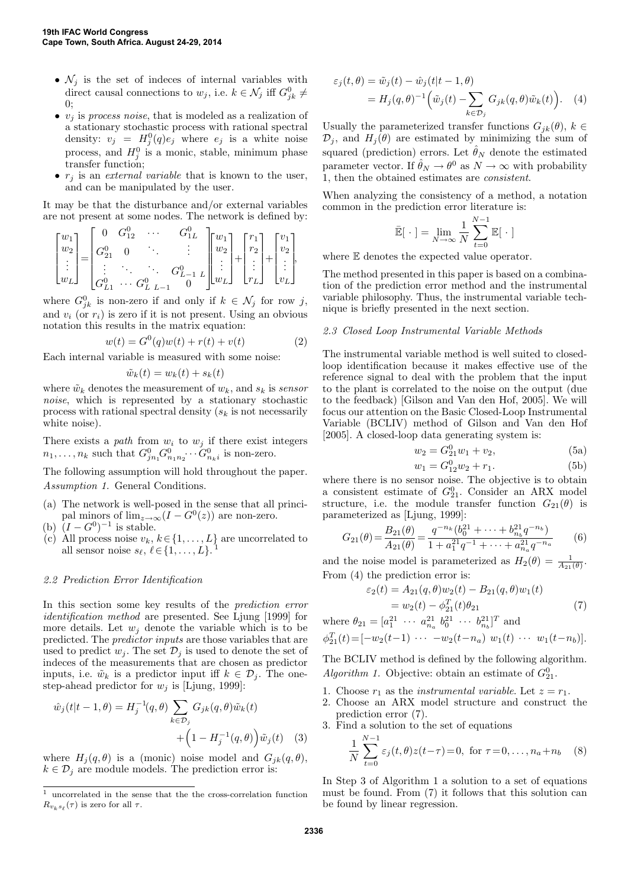- $\mathcal{N}_j$ is the set of indeces of internal variables with direct causal connections to $w_j$, i.e. $k \in \mathcal{N}_j$ iff $G^0_{jk} \neq 0$;
- $v_j$ is *process noise*, that is modeled as a realization of a stationary stochastic process with rational spectral density: $v_j = H^0_j(q)e_j$ where $e_j$ is a white noise process, and $H^0_j$ is a monic, stable, minimum phase transfer function;
- $r_j$ is an *external variable* that is known to the user, and can be manipulated by the user.

It may be that the disturbance and/or external variables are not present at some nodes. The network is defined by:

$$\begin{bmatrix} w_1 \\ w_2 \\ \vdots \\ w_L \end{bmatrix} = \begin{bmatrix} 0 & G^0_{12} & \cdots & G^0_{1L} \\ G^0_{21} & 0 & \ddots & \vdots \\ \vdots & \ddots & \ddots & G^0_{L-1\ L} \\ G^0_{L1} & \cdots & G^0_{L\ L-1} & 0 \end{bmatrix} \begin{bmatrix} w_1 \\ w_2 \\ \vdots \\ w_L \end{bmatrix} + \begin{bmatrix} r_1 \\ r_2 \\ \vdots \\ r_L \end{bmatrix} + \begin{bmatrix} v_1 \\ v_2 \\ \vdots \\ v_L \end{bmatrix},$$

where $G^0_{jk}$ is non-zero if and only if $k \in \mathcal{N}_j$ for row $j$, and $v_i$ (or $r_i$) is zero if it is not present. Using an obvious notation this results in the matrix equation:

$$w(t) = G^0(q)w(t) + r(t) + v(t) \tag{2}$$

Each internal variable is measured with some noise:

$$\tilde{w}_k(t) = w_k(t) + s_k(t)$$

where $\tilde{w}_k$ denotes the measurement of $w_k$, and $s_k$ is *sensor noise*, which is represented by a stationary stochastic process with rational spectral density ($s_k$ is not necessarily white noise).

There exists a *path* from $w_i$ to $w_j$ if there exist integers $n_1, \ldots, n_k$ such that $G^0_{jn_1}G^0_{n_1n_2}\cdots G^0_{n_ki}$ is non-zero.

The following assumption will hold throughout the paper.

*Assumption 1.* General Conditions.

(a) The network is well-posed in the sense that all principal minors of $\lim_{z\to\infty}(I - G^0(z))$ are non-zero.
(b) $(I - G^0)^{-1}$ is stable.
(c) All process noise $v_k$, $k \in \{1, \ldots, L\}$ are uncorrelated to all sensor noise $s_\ell$, $\ell \in \{1, \ldots, L\}$. [1]

### 2.2 Prediction Error Identification

In this section some key results of the *prediction error identification method* are presented. See Ljung [1999] for more details. Let $w_j$ denote the variable which is to be predicted. The *predictor inputs* are those variables that are used to predict $w_j$. The set $\mathcal{D}_j$ is used to denote the set of indeces of the measurements that are chosen as predictor inputs, i.e. $\tilde{w}_k$ is a predictor input iff $k \in \mathcal{D}_j$. The one-step-ahead predictor for $w_j$ is [Ljung, 1999]:

$$\hat{w}_j(t|t-1, \theta) = H_j^{-1}(q, \theta) \sum_{k \in \mathcal{D}_j} G_{jk}(q, \theta)\tilde{w}_k(t) + \Big(1 - H_j^{-1}(q, \theta)\Big)\tilde{w}_j(t) \tag{3}$$

where $H_j(q, \theta)$ is a (monic) noise model and $G_{jk}(q, \theta)$, $k \in \mathcal{D}_j$ are module models. The prediction error is:

$$\begin{aligned} \varepsilon_j(t, \theta) &= \tilde{w}_j(t) - \hat{w}_j(t|t-1, \theta) \\ &= H_j(q, \theta)^{-1}\Big(\tilde{w}_j(t) - \sum_{k \in \mathcal{D}_j} G_{jk}(q, \theta)\tilde{w}_k(t)\Big). \end{aligned} \tag{4}$$

Usually the parameterized transfer functions $G_{jk}(\theta)$, $k \in \mathcal{D}_j$, and $H_j(\theta)$ are estimated by minimizing the sum of squared (prediction) errors. Let $\hat{\theta}_N$ denote the estimated parameter vector. If $\hat{\theta}_N \to \theta^0$ as $N \to \infty$ with probability 1, then the obtained estimates are *consistent*.

When analyzing the consistency of a method, a notation common in the prediction error literature is:

$$\bar{\mathbb{E}}[\ \cdot\ ] = \lim_{N\to\infty} \frac{1}{N} \sum_{t=0}^{N-1} \mathbb{E}[\ \cdot\ ]$$

where $\mathbb{E}$ denotes the expected value operator.

The method presented in this paper is based on a combination of the prediction error method and the instrumental variable philosophy. Thus, the instrumental variable technique is briefly presented in the next section.

### 2.3 Closed Loop Instrumental Variable Methods

The instrumental variable method is well suited to closed-loop identification because it makes effective use of the reference signal to deal with the problem that the input to the plant is correlated to the noise on the output (due to the feedback) [Gilson and Van den Hof, 2005]. We will focus our attention on the Basic Closed-Loop Instrumental Variable (BCLIV) method of Gilson and Van den Hof [2005]. A closed-loop data generating system is:

$$w_2 = G^0_{21}w_1 + v_2, \tag{5a}$$

$$w_1 = G^0_{12}w_2 + r_1. \tag{5b}$$

where there is no sensor noise. The objective is to obtain a consistent estimate of $G^0_{21}$. Consider an ARX model structure, i.e. the module transfer function $G_{21}(\theta)$ is parameterized as [Ljung, 1999]:

$$G_{21}(\theta) = \frac{B_{21}(\theta)}{A_{21}(\theta)} = \frac{q^{-n_k}(b^{21}_0 + \cdots + b^{21}_{n_b}q^{-n_b})}{1 + a^{21}_1 q^{-1} + \cdots + a^{21}_{n_a}q^{-n_a}} \tag{6}$$

and the noise model is parameterized as $H_2(\theta) = \frac{1}{A_{21}(\theta)}$. From (4) the prediction error is:

$$\begin{aligned} \varepsilon_2(t) &= A_{21}(q, \theta)w_2(t) - B_{21}(q, \theta)w_1(t) \\ &= w_2(t) - \phi^T_{21}(t)\theta_{21} \end{aligned} \tag{7}$$

where $\theta_{21} = [a^{21}_1 \ \cdots \ a^{21}_{n_a} \ b^{21}_0 \ \cdots \ b^{21}_{n_b}]^T$ and

$\phi^T_{21}(t) = [-w_2(t-1) \ \cdots \ -w_2(t-n_a) \ w_1(t) \ \cdots \ w_1(t-n_b)]$.

The BCLIV method is defined by the following algorithm.

*Algorithm 1.* Objective: obtain an estimate of $G^0_{21}$.

1. Choose $r_1$ as the *instrumental variable*. Let $z = r_1$.
2. Choose an ARX model structure and construct the prediction error (7).
3. Find a solution to the set of equations

$$\frac{1}{N}\sum_{t=0}^{N-1} \varepsilon_j(t, \theta)z(t-\tau) = 0, \text{ for } \tau = 0, \ldots, n_a + n_b \tag{8}$$

In Step 3 of Algorithm 1 a solution to a set of equations must be found. From (7) it follows that this solution can be found by linear regression.

[1] uncorrelated in the sense that the the cross-correlation function $R_{v_k s_\ell}(\tau)$ is zero for all $\tau$.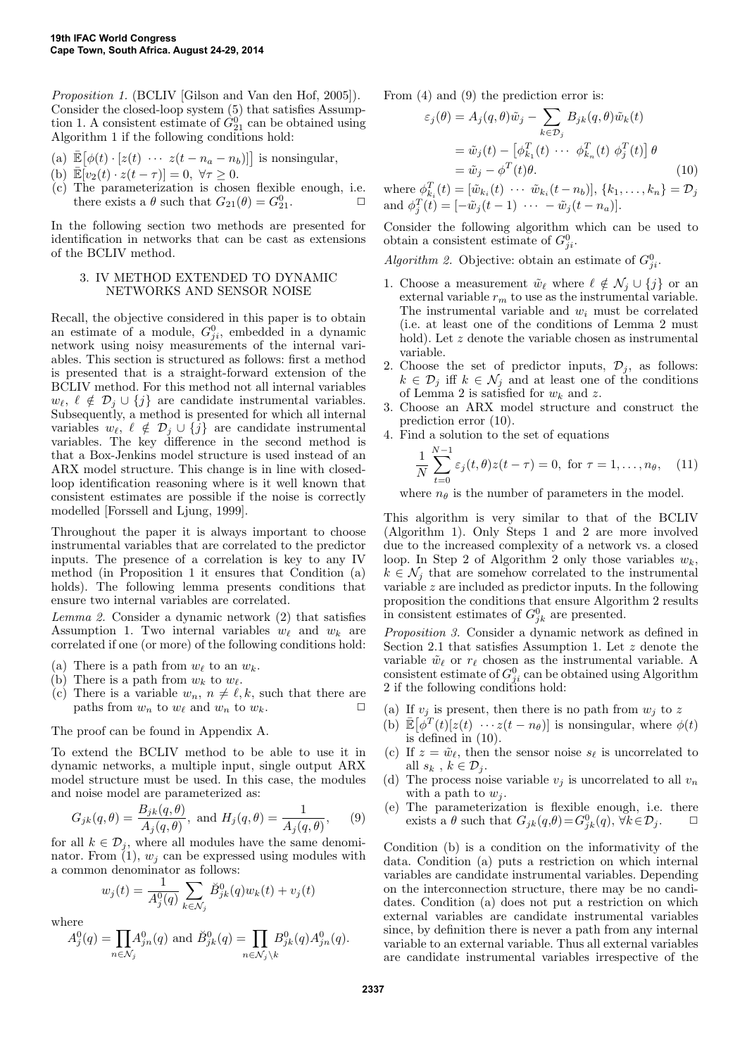*Proposition 1.* (BCLIV [Gilson and Van den Hof, 2005]). Consider the closed-loop system (5) that satisfies Assumption 1. A consistent estimate of $G_{21}^0$ can be obtained using Algorithm 1 if the following conditions hold:

(a) $\bar{\mathbb{E}}\big[\phi(t) \cdot [z(t) \ \cdots \ z(t-n_a-n_b)]\big]$ is nonsingular,
(b) $\bar{\mathbb{E}}[v_2(t) \cdot z(t-\tau)] = 0, \ \forall \tau \geq 0$.
(c) The parameterization is chosen flexible enough, i.e. there exists a $\theta$ such that $G_{21}(\theta) = G_{21}^0$. □

In the following section two methods are presented for identification in networks that can be cast as extensions of the BCLIV method.

## 3. IV METHOD EXTENDED TO DYNAMIC NETWORKS AND SENSOR NOISE

Recall, the objective considered in this paper is to obtain an estimate of a module, $G_{ji}^0$, embedded in a dynamic network using noisy measurements of the internal variables. This section is structured as follows: first a method is presented that is a straight-forward extension of the BCLIV method. For this method not all internal variables $w_\ell$, $\ell \notin \mathcal{D}_j \cup \{j\}$ are candidate instrumental variables. Subsequently, a method is presented for which all internal variables $w_\ell$, $\ell \notin \mathcal{D}_j \cup \{j\}$ are candidate instrumental variables. The key difference in the second method is that a Box-Jenkins model structure is used instead of an ARX model structure. This change is in line with closed-loop identification reasoning where is it well known that consistent estimates are possible if the noise is correctly modelled [Forssell and Ljung, 1999].

Throughout the paper it is always important to choose instrumental variables that are correlated to the predictor inputs. The presence of a correlation is key to any IV method (in Proposition 1 it ensures that Condition (a) holds). The following lemma presents conditions that ensure two internal variables are correlated.

*Lemma 2.* Consider a dynamic network (2) that satisfies Assumption 1. Two internal variables $w_\ell$ and $w_k$ are correlated if one (or more) of the following conditions hold:

(a) There is a path from $w_\ell$ to an $w_k$.
(b) There is a path from $w_k$ to $w_\ell$.
(c) There is a variable $w_n$, $n \neq \ell, k$, such that there are paths from $w_n$ to $w_\ell$ and $w_n$ to $w_k$. □

The proof can be found in Appendix A.

To extend the BCLIV method to be able to use it in dynamic networks, a multiple input, single output ARX model structure must be used. In this case, the modules and noise model are parameterized as:

$$G_{jk}(q,\theta) = \frac{B_{jk}(q,\theta)}{A_j(q,\theta)}, \text{ and } H_j(q,\theta) = \frac{1}{A_j(q,\theta)}, \qquad (9)$$

for all $k \in \mathcal{D}_j$, where all modules have the same denominator. From (1), $w_j$ can be expressed using modules with a common denominator as follows:

$$w_j(t) = \frac{1}{A_j^0(q)} \sum_{k \in \mathcal{N}_j} \breve{B}_{jk}^0(q) w_k(t) + v_j(t)$$

where

$$A_j^0(q) = \prod_{n \in \mathcal{N}_j} A_{jn}^0(q) \text{ and } \breve{B}_{jk}^0(q) = \prod_{n \in \mathcal{N}_j \setminus k} B_{jk}^0(q) A_{jn}^0(q).$$

From (4) and (9) the prediction error is:

$$\begin{aligned}
\varepsilon_j(\theta) &= A_j(q,\theta)\tilde{w}_j - \sum_{k \in \mathcal{D}_j} B_{jk}(q,\theta)\tilde{w}_k(t) \\
&= \tilde{w}_j(t) - \big[\phi_{k_1}^T(t) \ \cdots \ \phi_{k_n}^T(t) \ \phi_j^T(t)\big]\,\theta \\
&= \tilde{w}_j - \phi^T(t)\theta. \qquad (10)
\end{aligned}$$

where $\phi_{k_i}^T(t) = [\tilde{w}_{k_i}(t) \ \cdots \ \tilde{w}_{k_i}(t-n_b)]$, $\{k_1, \ldots, k_n\} = \mathcal{D}_j$ and $\phi_j^T(t) = [-\tilde{w}_j(t-1) \ \cdots \ -\tilde{w}_j(t-n_a)]$.

Consider the following algorithm which can be used to obtain a consistent estimate of $G_{ji}^0$.

*Algorithm 2.* Objective: obtain an estimate of $G_{ji}^0$.

1. Choose a measurement $\tilde{w}_\ell$ where $\ell \notin \mathcal{N}_j \cup \{j\}$ or an external variable $r_m$ to use as the instrumental variable. The instrumental variable and $w_i$ must be correlated (i.e. at least one of the conditions of Lemma 2 must hold). Let $z$ denote the variable chosen as instrumental variable.
2. Choose the set of predictor inputs, $\mathcal{D}_j$, as follows: $k \in \mathcal{D}_j$ iff $k \in \mathcal{N}_j$ and at least one of the conditions of Lemma 2 is satisfied for $w_k$ and $z$.
3. Choose an ARX model structure and construct the prediction error (10).
4. Find a solution to the set of equations
$$\frac{1}{N}\sum_{t=0}^{N-1} \varepsilon_j(t,\theta) z(t-\tau) = 0, \text{ for } \tau = 1, \ldots, n_\theta, \quad (11)$$
where $n_\theta$ is the number of parameters in the model.

This algorithm is very similar to that of the BCLIV (Algorithm 1). Only Steps 1 and 2 are more involved due to the increased complexity of a network vs. a closed loop. In Step 2 of Algorithm 2 only those variables $w_k$, $k \in \mathcal{N}_j$ that are somehow correlated to the instrumental variable $z$ are included as predictor inputs. In the following proposition the conditions that ensure Algorithm 2 results in consistent estimates of $G_{jk}^0$ are presented.

*Proposition 3.* Consider a dynamic network as defined in Section 2.1 that satisfies Assumption 1. Let $z$ denote the variable $\tilde{w}_\ell$ or $r_\ell$ chosen as the instrumental variable. A consistent estimate of $G_{ji}^0$ can be obtained using Algorithm 2 if the following conditions hold:

(a) If $v_j$ is present, then there is no path from $w_j$ to $z$
(b) $\bar{\mathbb{E}}\big[\phi^T(t)[z(t) \ \cdots z(t-n_\theta)]$ is nonsingular, where $\phi(t)$ is defined in (10).
(c) If $z = \tilde{w}_\ell$, then the sensor noise $s_\ell$ is uncorrelated to all $s_k$ , $k \in \mathcal{D}_j$.
(d) The process noise variable $v_j$ is uncorrelated to all $v_n$ with a path to $w_j$.
(e) The parameterization is flexible enough, i.e. there exists a $\theta$ such that $G_{jk}(q,\theta) = G_{jk}^0(q)$, $\forall k \in \mathcal{D}_j$. □

Condition (b) is a condition on the informativity of the data. Condition (a) puts a restriction on which internal variables are candidate instrumental variables. Depending on the interconnection structure, there may be no candidates. Condition (a) does not put a restriction on which external variables are candidate instrumental variables since, by definition there is never a path from any internal variable to an external variable. Thus all external variables are candidate instrumental variables irrespective of the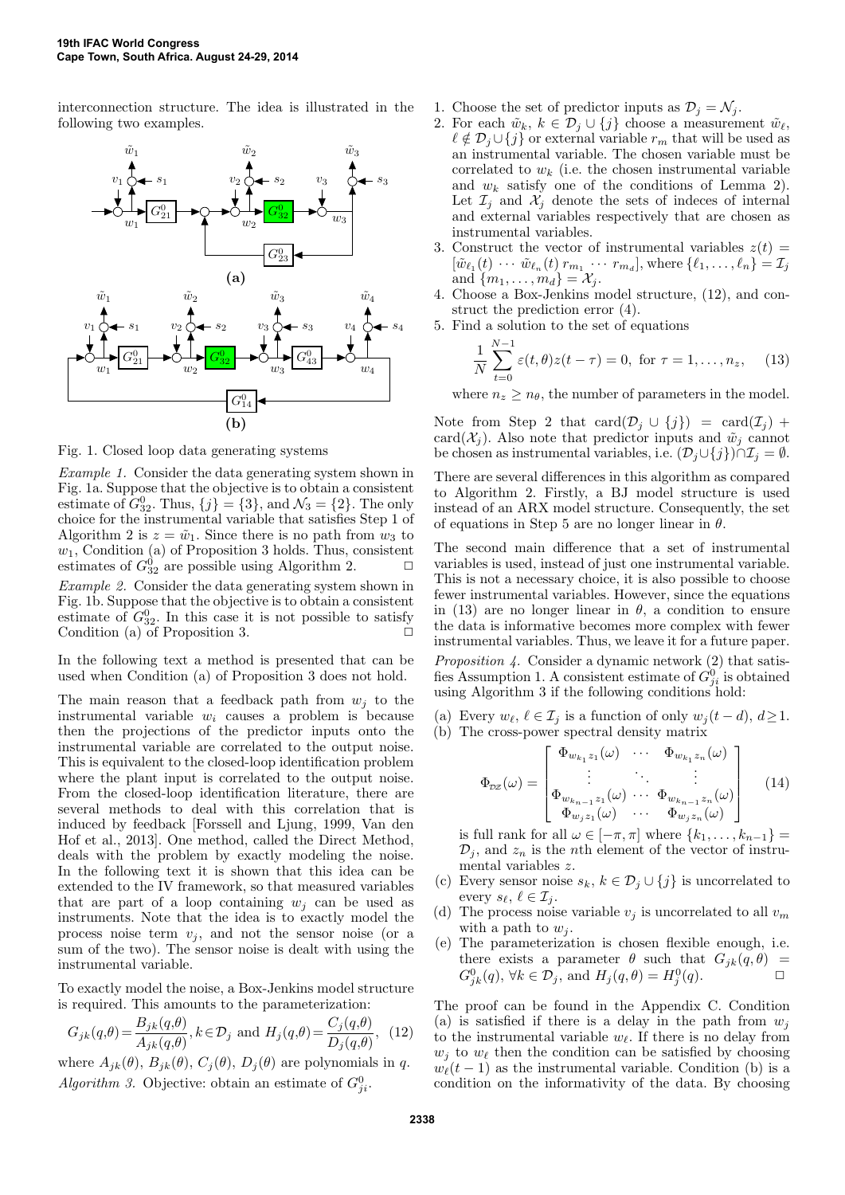interconnection structure. The idea is illustrated in the following two examples.

Fig. 1. Closed loop data generating systems

*Example 1.* Consider the data generating system shown in Fig. 1a. Suppose that the objective is to obtain a consistent estimate of $G^0_{32}$. Thus, $\{j\} = \{3\}$, and $\mathcal{N}_3 = \{2\}$. The only choice for the instrumental variable that satisfies Step 1 of Algorithm 2 is $z = \tilde{w}_1$. Since there is no path from $w_3$ to $w_1$, Condition (a) of Proposition 3 holds. Thus, consistent estimates of $G^0_{32}$ are possible using Algorithm 2. □

*Example 2.* Consider the data generating system shown in Fig. 1b. Suppose that the objective is to obtain a consistent estimate of $G^0_{32}$. In this case it is not possible to satisfy Condition (a) of Proposition 3. □

In the following text a method is presented that can be used when Condition (a) of Proposition 3 does not hold.

The main reason that a feedback path from $w_j$ to the instrumental variable $w_i$ causes a problem is because then the projections of the predictor inputs onto the instrumental variable are correlated to the output noise. This is equivalent to the closed-loop identification problem where the plant input is correlated to the output noise. From the closed-loop identification literature, there are several methods to deal with this correlation that is induced by feedback [Forssell and Ljung, 1999, Van den Hof et al., 2013]. One method, called the Direct Method, deals with the problem by exactly modeling the noise. In the following text it is shown that this idea can be extended to the IV framework, so that measured variables that are part of a loop containing $w_j$ can be used as instruments. Note that the idea is to exactly model the process noise term $v_j$, and not the sensor noise (or a sum of the two). The sensor noise is dealt with using the instrumental variable.

To exactly model the noise, a Box-Jenkins model structure is required. This amounts to the parameterization:

$$G_{jk}(q,\theta)=\frac{B_{jk}(q,\theta)}{A_{jk}(q,\theta)}, k\in\mathcal{D}_j \text{ and } H_j(q,\theta)=\frac{C_j(q,\theta)}{D_j(q,\theta)}, \quad (12)$$

where $A_{jk}(\theta)$, $B_{jk}(\theta)$, $C_j(\theta)$, $D_j(\theta)$ are polynomials in $q$.

*Algorithm 3.* Objective: obtain an estimate of $G^0_{ji}$.

1. Choose the set of predictor inputs as $\mathcal{D}_j = \mathcal{N}_j$.
2. For each $\tilde{w}_k$, $k \in \mathcal{D}_j \cup \{j\}$ choose a measurement $\tilde{w}_\ell$, $\ell \notin \mathcal{D}_j \cup \{j\}$ or external variable $r_m$ that will be used as an instrumental variable. The chosen variable must be correlated to $w_k$ (i.e. the chosen instrumental variable and $w_k$ satisfy one of the conditions of Lemma 2). Let $\mathcal{I}_j$ and $\mathcal{X}_j$ denote the sets of indeces of internal and external variables respectively that are chosen as instrumental variables.
3. Construct the vector of instrumental variables $z(t) = [\tilde{w}_{\ell_1}(t) \ \cdots \ \tilde{w}_{\ell_n}(t) \ r_{m_1} \ \cdots \ r_{m_d}]$, where $\{\ell_1, \ldots, \ell_n\} = \mathcal{I}_j$ and $\{m_1, \ldots, m_d\} = \mathcal{X}_j$.
4. Choose a Box-Jenkins model structure, (12), and construct the prediction error (4).
5. Find a solution to the set of equations
$$\frac{1}{N}\sum_{t=0}^{N-1}\varepsilon(t,\theta)z(t-\tau) = 0, \text{ for } \tau = 1, \ldots, n_z, \quad (13)$$
where $n_z \geq n_\theta$, the number of parameters in the model.

Note from Step 2 that $\text{card}(\mathcal{D}_j \cup \{j\}) = \text{card}(\mathcal{I}_j) + \text{card}(\mathcal{X}_j)$. Also note that predictor inputs and $\tilde{w}_j$ cannot be chosen as instrumental variables, i.e. $(\mathcal{D}_j \cup \{j\}) \cap \mathcal{I}_j = \emptyset$.

There are several differences in this algorithm as compared to Algorithm 2. Firstly, a BJ model structure is used instead of an ARX model structure. Consequently, the set of equations in Step 5 are no longer linear in $\theta$.

The second main difference that a set of instrumental variables is used, instead of just one instrumental variable. This is not a necessary choice, it is also possible to choose fewer instrumental variables. However, since the equations in (13) are no longer linear in $\theta$, a condition to ensure the data is informative becomes more complex with fewer instrumental variables. Thus, we leave it for a future paper.

*Proposition 4.* Consider a dynamic network (2) that satisfies Assumption 1. A consistent estimate of $G^0_{ji}$ is obtained using Algorithm 3 if the following conditions hold:

(a) Every $w_\ell$, $\ell \in \mathcal{I}_j$ is a function of only $w_j(t-d)$, $d \geq 1$.
(b) The cross-power spectral density matrix
$$\Phi_{\mathcal{D}z}(\omega) = \begin{bmatrix} \Phi_{w_{k_1}z_1}(\omega) & \cdots & \Phi_{w_{k_1}z_n}(\omega) \\ \vdots & \ddots & \vdots \\ \Phi_{w_{k_{n-1}}z_1}(\omega) & \cdots & \Phi_{w_{k_{n-1}}z_n}(\omega) \\ \Phi_{w_j z_1}(\omega) & \cdots & \Phi_{w_j z_n}(\omega) \end{bmatrix} \quad (14)$$
is full rank for all $\omega \in [-\pi, \pi]$ where $\{k_1, \ldots, k_{n-1}\} = \mathcal{D}_j$, and $z_n$ is the $n$th element of the vector of instrumental variables $z$.
(c) Every sensor noise $s_k$, $k \in \mathcal{D}_j \cup \{j\}$ is uncorrelated to every $s_\ell$, $\ell \in \mathcal{I}_j$.
(d) The process noise variable $v_j$ is uncorrelated to all $v_m$ with a path to $w_j$.
(e) The parameterization is chosen flexible enough, i.e. there exists a parameter $\theta$ such that $G_{jk}(q,\theta) = G^0_{jk}(q)$, $\forall k \in \mathcal{D}_j$, and $H_j(q,\theta) = H^0_j(q)$. □

The proof can be found in the Appendix C. Condition (a) is satisfied if there is a delay in the path from $w_j$ to the instrumental variable $w_\ell$. If there is no delay from $w_j$ to $w_\ell$ then the condition can be satisfied by choosing $w_\ell(t-1)$ as the instrumental variable. Condition (b) is a condition on the informativity of the data. By choosing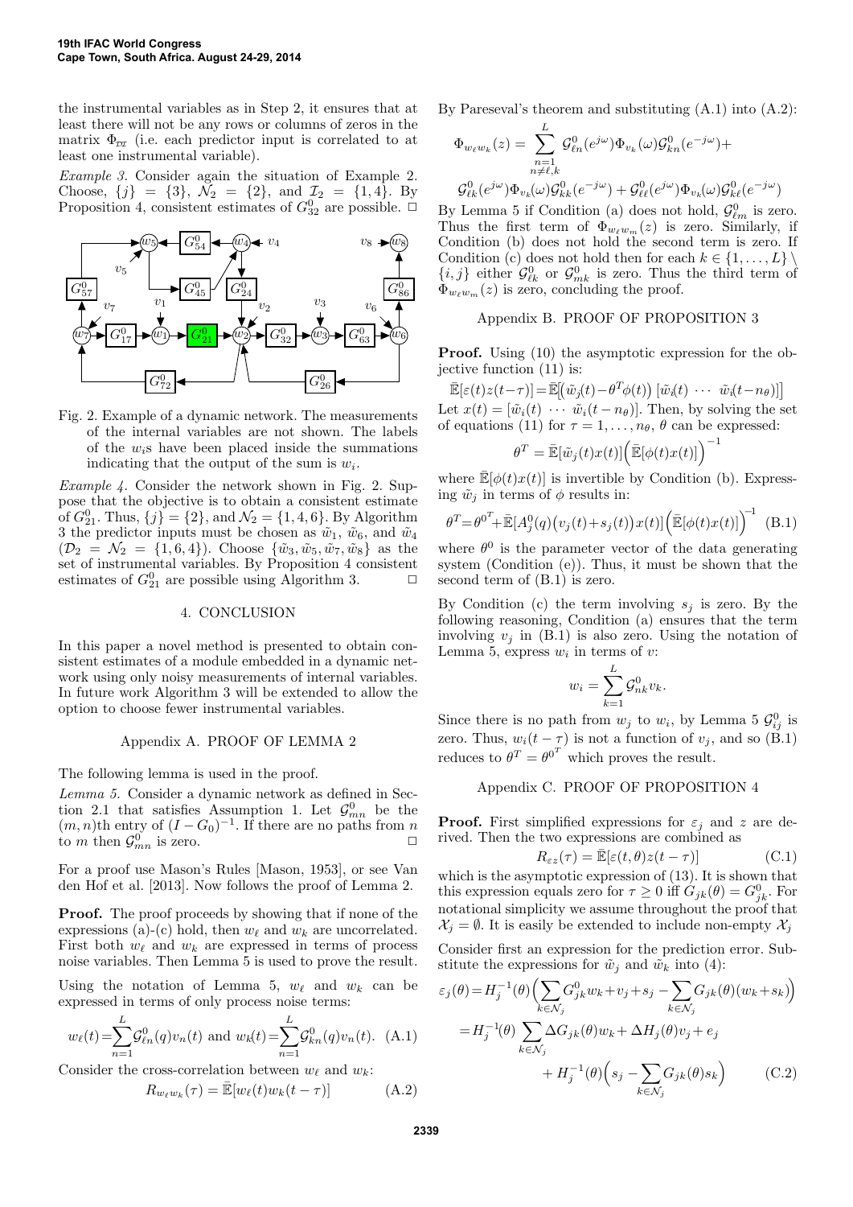the instrumental variables as in Step 2, it ensures that at least there will not be any rows or columns of zeros in the matrix $\Phi_{\mathcal{D}\mathcal{I}}$ (i.e. each predictor input is correlated to at least one instrumental variable).

*Example 3.* Consider again the situation of Example 2. Choose, $\{j\} = \{3\}$, $\mathcal{N}_2 = \{2\}$, and $\mathcal{I}_2 = \{1,4\}$. By Proposition 4, consistent estimates of $G^0_{32}$ are possible. □

Fig. 2. Example of a dynamic network. The measurements of the internal variables are not shown. The labels of the $w_i$s have been placed inside the summations indicating that the output of the sum is $w_i$.

*Example 4.* Consider the network shown in Fig. 2. Suppose that the objective is to obtain a consistent estimate of $G^0_{21}$. Thus, $\{j\} = \{2\}$, and $\mathcal{N}_2 = \{1,4,6\}$. By Algorithm 3 the predictor inputs must be chosen as $\tilde{w}_1$, $\tilde{w}_6$, and $\tilde{w}_4$ ($\mathcal{D}_2 = \mathcal{N}_2 = \{1,6,4\}$). Choose $\{\tilde{w}_3, \tilde{w}_5, \tilde{w}_7, \tilde{w}_8\}$ as the set of instrumental variables. By Proposition 4 consistent estimates of $G^0_{21}$ are possible using Algorithm 3. □

## 4. CONCLUSION

In this paper a novel method is presented to obtain consistent estimates of a module embedded in a dynamic network using only noisy measurements of internal variables. In future work Algorithm 3 will be extended to allow the option to choose fewer instrumental variables.

## Appendix A. PROOF OF LEMMA 2

The following lemma is used in the proof.

*Lemma 5.* Consider a dynamic network as defined in Section 2.1 that satisfies Assumption 1. Let $\mathcal{G}^0_{mn}$ be the $(m,n)$th entry of $(I-G_0)^{-1}$. If there are no paths from $n$ to $m$ then $\mathcal{G}^0_{mn}$ is zero. □

For a proof use Mason's Rules [Mason, 1953], or see Van den Hof et al. [2013]. Now follows the proof of Lemma 2.

**Proof.** The proof proceeds by showing that if none of the expressions (a)-(c) hold, then $w_\ell$ and $w_k$ are uncorrelated. First both $w_\ell$ and $w_k$ are expressed in terms of process noise variables. Then Lemma 5 is used to prove the result.

Using the notation of Lemma 5, $w_\ell$ and $w_k$ can be expressed in terms of only process noise terms:

$$w_\ell(t) = \sum_{n=1}^{L} \mathcal{G}^0_{\ell n}(q) v_n(t) \text{ and } w_k(t) = \sum_{n=1}^{L} \mathcal{G}^0_{kn}(q) v_n(t). \quad \text{(A.1)}$$

Consider the cross-correlation between $w_\ell$ and $w_k$:

$$R_{w_\ell w_k}(\tau) = \bar{\mathbb{E}}[w_\ell(t) w_k(t-\tau)] \quad \text{(A.2)}$$

By Pareseval's theorem and substituting (A.1) into (A.2):

$$\Phi_{w_\ell w_k}(z) = \sum_{\substack{n=1 \\ n\neq \ell,k}}^{L} \mathcal{G}^0_{\ell n}(e^{j\omega}) \Phi_{v_k}(\omega) \mathcal{G}^0_{kn}(e^{-j\omega}) +$$

$$\mathcal{G}^0_{\ell k}(e^{j\omega}) \Phi_{v_k}(\omega) \mathcal{G}^0_{kk}(e^{-j\omega}) + \mathcal{G}^0_{\ell\ell}(e^{j\omega}) \Phi_{v_k}(\omega) \mathcal{G}^0_{k\ell}(e^{-j\omega})$$

By Lemma 5 if Condition (a) does not hold, $\mathcal{G}^0_{\ell m}$ is zero. Thus the first term of $\Phi_{w_\ell w_m}(z)$ is zero. Similarly, if Condition (b) does not hold the second term is zero. If Condition (c) does not hold then for each $k \in \{1,\dots,L\} \setminus \{i,j\}$ either $\mathcal{G}^0_{\ell k}$ or $\mathcal{G}^0_{mk}$ is zero. Thus the third term of $\Phi_{w_\ell w_m}(z)$ is zero, concluding the proof.

## Appendix B. PROOF OF PROPOSITION 3

**Proof.** Using (10) the asymptotic expression for the objective function (11) is:

$$\bar{\mathbb{E}}[\varepsilon(t)z(t-\tau)] = \bar{\mathbb{E}}\big[\big(\tilde{w}_j(t) - \theta^T\phi(t)\big)\,[\tilde{w}_i(t) \ \cdots \ \tilde{w}_i(t-n_\theta)]\big]$$

Let $x(t) = [\tilde{w}_i(t) \ \cdots \ \tilde{w}_i(t-n_\theta)]$. Then, by solving the set of equations (11) for $\tau = 1,\dots,n_\theta$, $\theta$ can be expressed:

$$\theta^T = \bar{\mathbb{E}}[\tilde{w}_j(t)x(t)]\Big(\bar{\mathbb{E}}[\phi(t)x(t)]\Big)^{-1}$$

where $\bar{\mathbb{E}}[\phi(t)x(t)]$ is invertible by Condition (b). Expressing $\tilde{w}_j$ in terms of $\phi$ results in:

$$\theta^T = \theta^{0^T} + \bar{\mathbb{E}}[A^0_j(q)\big(v_j(t)+s_j(t)\big)x(t)]\Big(\bar{\mathbb{E}}[\phi(t)x(t)]\Big)^{-1} \quad \text{(B.1)}$$

where $\theta^0$ is the parameter vector of the data generating system (Condition (e)). Thus, it must be shown that the second term of (B.1) is zero.

By Condition (c) the term involving $s_j$ is zero. By the following reasoning, Condition (a) ensures that the term involving $v_j$ in (B.1) is also zero. Using the notation of Lemma 5, express $w_i$ in terms of $v$:

$$w_i = \sum_{k=1}^{L} \mathcal{G}^0_{nk} v_k.$$

Since there is no path from $w_j$ to $w_i$, by Lemma 5 $\mathcal{G}^0_{ij}$ is zero. Thus, $w_i(t-\tau)$ is not a function of $v_j$, and so (B.1) reduces to $\theta^T = \theta^{0^T}$ which proves the result.

## Appendix C. PROOF OF PROPOSITION 4

**Proof.** First simplified expressions for $\varepsilon_j$ and $z$ are derived. Then the two expressions are combined as

$$R_{\varepsilon z}(\tau) = \bar{\mathbb{E}}[\varepsilon(t,\theta)z(t-\tau)] \quad \text{(C.1)}$$

which is the asymptotic expression of (13). It is shown that this expression equals zero for $\tau \geq 0$ iff $G_{jk}(\theta) = G^0_{jk}$. For notational simplicity we assume throughout the proof that $\mathcal{X}_j = \emptyset$. It is easily be extended to include non-empty $\mathcal{X}_j$

Consider first an expression for the prediction error. Substitute the expressions for $\tilde{w}_j$ and $\tilde{w}_k$ into (4):

$$\begin{aligned}
\varepsilon_j(\theta) &= H_j^{-1}(\theta)\Big(\sum_{k\in\mathcal{N}_j} G^0_{jk} w_k + v_j + s_j - \sum_{k\in\mathcal{N}_j} G_{jk}(\theta)(w_k + s_k)\Big) \\
&= H_j^{-1}(\theta) \sum_{k\in\mathcal{N}_j} \Delta G_{jk}(\theta) w_k + \Delta H_j(\theta) v_j + e_j \\
&\quad + H_j^{-1}(\theta)\Big(s_j - \sum_{k\in\mathcal{N}_j} G_{jk}(\theta) s_k\Big) \qquad \text{(C.2)}
\end{aligned}$$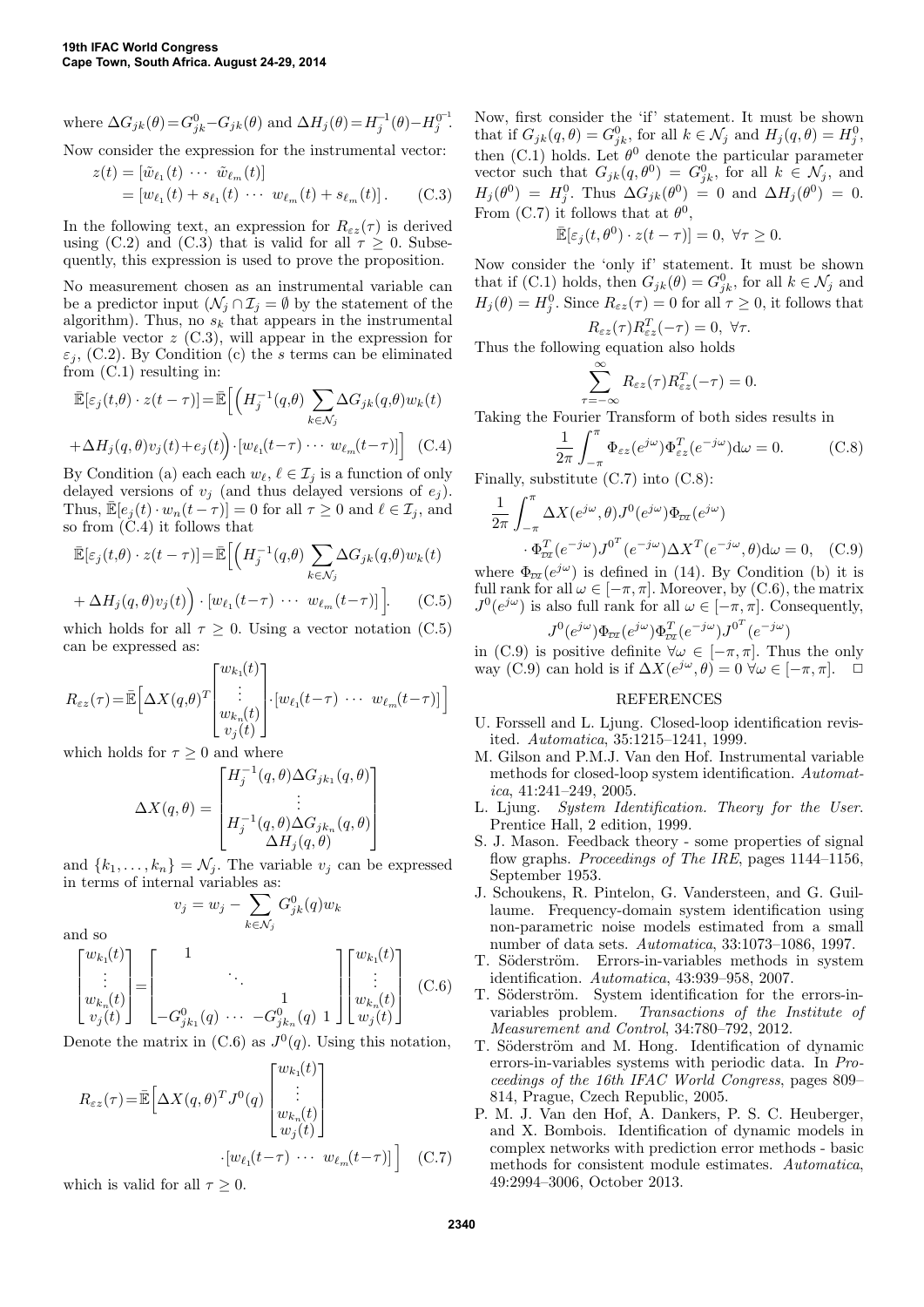where $\Delta G_{jk}(\theta) = G^0_{jk} - G_{jk}(\theta)$ and $\Delta H_j(\theta) = H_j^{-1}(\theta) - H_j^{0^{-1}}$.

Now consider the expression for the instrumental vector:

$$
\begin{aligned}
z(t) &= [\tilde{w}_{\ell_1}(t) \ \cdots \ \tilde{w}_{\ell_m}(t)] \\
&= [w_{\ell_1}(t) + s_{\ell_1}(t) \ \cdots \ w_{\ell_m}(t) + s_{\ell_m}(t)] . \quad \text{(C.3)}
\end{aligned}
$$

In the following text, an expression for $R_{\varepsilon z}(\tau)$ is derived using (C.2) and (C.3) that is valid for all $\tau \geq 0$. Subsequently, this expression is used to prove the proposition.

No measurement chosen as an instrumental variable can be a predictor input ($\mathcal{N}_j \cap \mathcal{I}_j = \emptyset$ by the statement of the algorithm). Thus, no $s_k$ that appears in the instrumental variable vector $z$ (C.3), will appear in the expression for $\varepsilon_j$, (C.2). By Condition (c) the $s$ terms can be eliminated from (C.1) resulting in:

$$
\begin{aligned}
\bar{\mathbb{E}}[\varepsilon_j(t,\theta)\cdot z(t-\tau)] = \bar{\mathbb{E}}\Big[\Big(&H_j^{-1}(q,\theta)\sum_{k\in\mathcal{N}_j}\Delta G_{jk}(q,\theta)w_k(t) \\
&+\Delta H_j(q,\theta)v_j(t)+e_j(t)\Big)\cdot[w_{\ell_1}(t-\tau)\ \cdots\ w_{\ell_m}(t-\tau)]\Big] \quad \text{(C.4)}
\end{aligned}
$$

By Condition (a) each each $w_\ell$, $\ell \in \mathcal{I}_j$ is a function of only delayed versions of $v_j$ (and thus delayed versions of $e_j$). Thus, $\bar{\mathbb{E}}[e_j(t)\cdot w_n(t-\tau)] = 0$ for all $\tau \geq 0$ and $\ell \in \mathcal{I}_j$, and so from (C.4) it follows that

$$
\begin{aligned}
\bar{\mathbb{E}}[\varepsilon_j(t,\theta)\cdot z(t-\tau)] = \bar{\mathbb{E}}\Big[\Big(&H_j^{-1}(q,\theta)\sum_{k\in\mathcal{N}_j}\Delta G_{jk}(q,\theta)w_k(t) \\
&+\Delta H_j(q,\theta)v_j(t)\Big)\cdot[w_{\ell_1}(t-\tau)\ \cdots\ w_{\ell_m}(t-\tau)]\Big]. \quad \text{(C.5)}
\end{aligned}
$$

which holds for all $\tau \geq 0$. Using a vector notation (C.5) can be expressed as:

$$
R_{\varepsilon z}(\tau) = \bar{\mathbb{E}}\left[\Delta X(q,\theta)^T \begin{bmatrix} w_{k_1}(t) \\ \vdots \\ w_{k_n}(t) \\ v_j(t) \end{bmatrix} \cdot [w_{\ell_1}(t-\tau)\ \cdots\ w_{\ell_m}(t-\tau)]\right]
$$

which holds for $\tau \geq 0$ and where

$$
\Delta X(q,\theta) = \begin{bmatrix} H_j^{-1}(q,\theta)\Delta G_{jk_1}(q,\theta) \\ \vdots \\ H_j^{-1}(q,\theta)\Delta G_{jk_n}(q,\theta) \\ \Delta H_j(q,\theta) \end{bmatrix}
$$

and $\{k_1,\ldots,k_n\} = \mathcal{N}_j$. The variable $v_j$ can be expressed in terms of internal variables as:

$$
v_j = w_j - \sum_{k\in\mathcal{N}_j} G^0_{jk}(q)w_k
$$

and so

$$
\begin{bmatrix} w_{k_1}(t) \\ \vdots \\ w_{k_n}(t) \\ v_j(t) \end{bmatrix} = \begin{bmatrix} 1 & & & \\ & \ddots & & \\ & & 1 & \\ -G^0_{jk_1}(q) & \cdots & -G^0_{jk_n}(q) & 1 \end{bmatrix} \begin{bmatrix} w_{k_1}(t) \\ \vdots \\ w_{k_n}(t) \\ w_j(t) \end{bmatrix} \quad \text{(C.6)}
$$

Denote the matrix in (C.6) as $J^0(q)$. Using this notation,

$$
R_{\varepsilon z}(\tau) = \bar{\mathbb{E}}\left[\Delta X(q,\theta)^T J^0(q) \begin{bmatrix} w_{k_1}(t) \\ \vdots \\ w_{k_n}(t) \\ w_j(t) \end{bmatrix} \cdot [w_{\ell_1}(t-\tau)\ \cdots\ w_{\ell_m}(t-\tau)]\right] \quad \text{(C.7)}
$$

which is valid for all $\tau \geq 0$.

Now, first consider the 'if' statement. It must be shown that if $G_{jk}(q,\theta) = G^0_{jk}$, for all $k \in \mathcal{N}_j$ and $H_j(q,\theta) = H^0_j$, then (C.1) holds. Let $\theta^0$ denote the particular parameter vector such that $G_{jk}(q,\theta^0) = G^0_{jk}$, for all $k \in \mathcal{N}_j$, and $H_j(\theta^0) = H^0_j$. Thus $\Delta G_{jk}(\theta^0) = 0$ and $\Delta H_j(\theta^0) = 0$. From (C.7) it follows that at $\theta^0$,

$$
\bar{\mathbb{E}}[\varepsilon_j(t,\theta^0)\cdot z(t-\tau)] = 0, \ \forall \tau \geq 0.
$$

Now consider the 'only if' statement. It must be shown that if (C.1) holds, then $G_{jk}(\theta) = G^0_{jk}$, for all $k \in \mathcal{N}_j$ and $H_j(\theta) = H^0_j$. Since $R_{\varepsilon z}(\tau) = 0$ for all $\tau \geq 0$, it follows that

$$
R_{\varepsilon z}(\tau) R^T_{\varepsilon z}(-\tau) = 0, \ \forall \tau.
$$

Thus the following equation also holds

$$
\sum_{\tau=-\infty}^{\infty} R_{\varepsilon z}(\tau) R^T_{\varepsilon z}(-\tau) = 0.
$$

Taking the Fourier Transform of both sides results in

$$
\frac{1}{2\pi}\int_{-\pi}^{\pi} \Phi_{\varepsilon z}(e^{j\omega})\Phi^T_{\varepsilon z}(e^{-j\omega})\mathrm{d}\omega = 0. \quad \text{(C.8)}
$$

Finally, substitute (C.7) into (C.8):

$$
\begin{aligned}
\frac{1}{2\pi}\int_{-\pi}^{\pi} &\Delta X(e^{j\omega},\theta) J^0(e^{j\omega})\Phi_{\mathcal{DI}}(e^{j\omega}) \\
&\cdot \Phi^T_{\mathcal{DI}}(e^{-j\omega}) J^{0^T}(e^{-j\omega})\Delta X^T(e^{-j\omega},\theta)\mathrm{d}\omega = 0, \quad \text{(C.9)}
\end{aligned}
$$

where $\Phi_{\mathcal{DI}}(e^{j\omega})$ is defined in (14). By Condition (b) it is full rank for all $\omega \in [-\pi,\pi]$. Moreover, by (C.6), the matrix $J^0(e^{j\omega})$ is also full rank for all $\omega \in [-\pi,\pi]$. Consequently,

$$
J^0(e^{j\omega})\Phi_{\mathcal{DI}}(e^{j\omega})\Phi^T_{\mathcal{DI}}(e^{-j\omega})J^{0^T}(e^{-j\omega})
$$

in (C.9) is positive definite $\forall\omega \in [-\pi,\pi]$. Thus the only way (C.9) can hold is if $\Delta X(e^{j\omega},\theta) = 0 \ \forall\omega \in [-\pi,\pi]$. □

## REFERENCES

U. Forssell and L. Ljung. Closed-loop identification revisited. *Automatica*, 35:1215–1241, 1999.

M. Gilson and P.M.J. Van den Hof. Instrumental variable methods for closed-loop system identification. *Automatica*, 41:241–249, 2005.

L. Ljung. *System Identification. Theory for the User*. Prentice Hall, 2 edition, 1999.

S. J. Mason. Feedback theory - some properties of signal flow graphs. *Proceedings of The IRE*, pages 1144–1156, September 1953.

J. Schoukens, R. Pintelon, G. Vandersteen, and G. Guillaume. Frequency-domain system identification using non-parametric noise models estimated from a small number of data sets. *Automatica*, 33:1073–1086, 1997.

T. Söderström. Errors-in-variables methods in system identification. *Automatica*, 43:939–958, 2007.

T. Söderström. System identification for the errors-in-variables problem. *Transactions of the Institute of Measurement and Control*, 34:780–792, 2012.

T. Söderström and M. Hong. Identification of dynamic errors-in-variables systems with periodic data. In *Proceedings of the 16th IFAC World Congress*, pages 809–814, Prague, Czech Republic, 2005.

P. M. J. Van den Hof, A. Dankers, P. S. C. Heuberger, and X. Bombois. Identification of dynamic models in complex networks with prediction error methods - basic methods for consistent module estimates. *Automatica*, 49:2994–3006, October 2013.